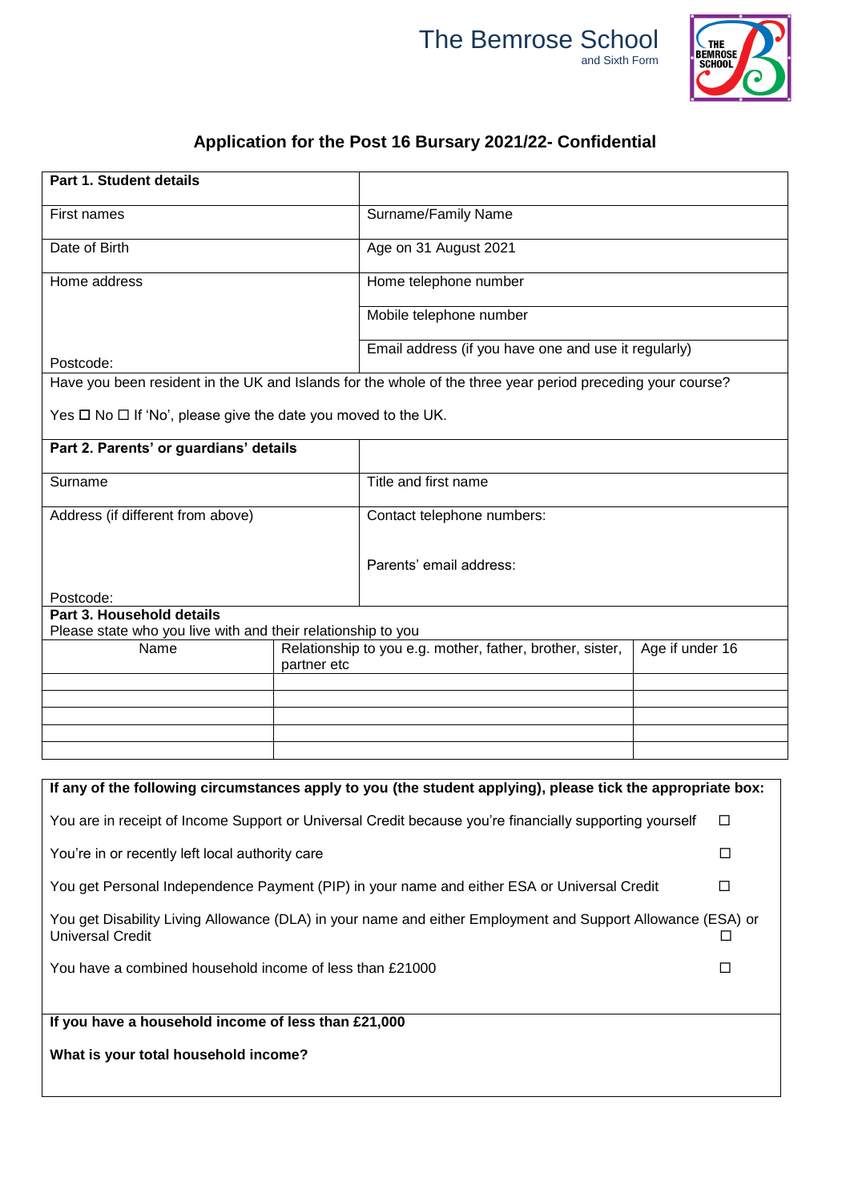The Bemrose School
and Sixth Form

## Application for the Post 16 Bursary 2021/22- Confidential

| **Part 1. Student details** | |
|---|---|
| First names | Surname/Family Name |
| Date of Birth | Age on 31 August 2021 |
| Home address | Home telephone number |
| | Mobile telephone number |
| Postcode: | Email address (if you have one and use it regularly) |

Have you been resident in the UK and Islands for the whole of the three year period preceding your course?

Yes ☐ No ☐ If 'No', please give the date you moved to the UK.

| **Part 2. Parents' or guardians' details** | |
|---|---|
| Surname | Title and first name |
| Address (if different from above)<br><br>Postcode: | Contact telephone numbers:<br><br>Parents' email address: |

**Part 3. Household details**
Please state who you live with and their relationship to you

| Name | Relationship to you e.g. mother, father, brother, sister, partner etc | Age if under 16 |
|---|---|---|
| | | |
| | | |
| | | |
| | | |
| | | |

**If any of the following circumstances apply to you (the student applying), please tick the appropriate box:**

You are in receipt of Income Support or Universal Credit because you're financially supporting yourself ☐

You're in or recently left local authority care ☐

You get Personal Independence Payment (PIP) in your name and either ESA or Universal Credit ☐

You get Disability Living Allowance (DLA) in your name and either Employment and Support Allowance (ESA) or Universal Credit ☐

You have a combined household income of less than £21000 ☐

**If you have a household income of less than £21,000**

**What is your total household income?**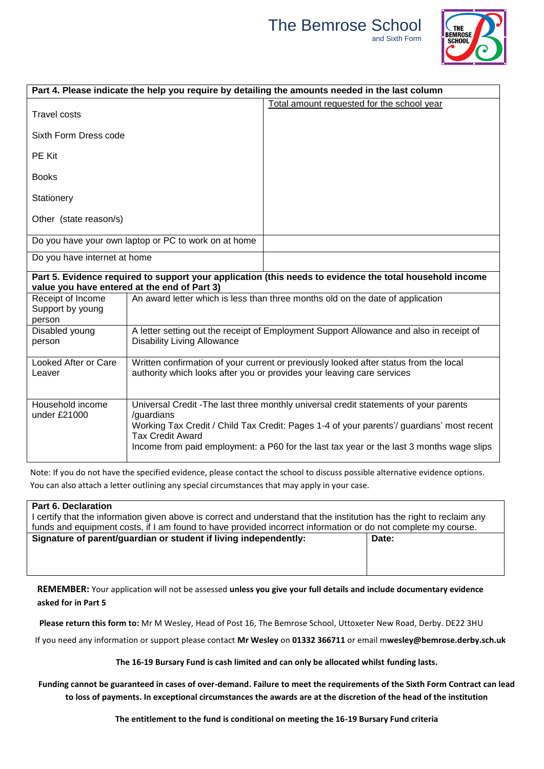| Part 4. Please indicate the help you require by detailing the amounts needed in the last column | |
|---|---|
| Travel costs<br><br>Sixth Form Dress code<br><br>PE Kit<br><br>Books<br><br>Stationery<br><br>Other (state reason/s) | Total amount requested for the school year |
| Do you have your own laptop or PC to work on at home | |
| Do you have internet at home | |

| Part 5. Evidence required to support your application (this needs to evidence the total household income value you have entered at the end of Part 3) | |
|---|---|
| Receipt of Income Support by young person | An award letter which is less than three months old on the date of application |
| Disabled young person | A letter setting out the receipt of Employment Support Allowance and also in receipt of Disability Living Allowance |
| Looked After or Care Leaver | Written confirmation of your current or previously looked after status from the local authority which looks after you or provides your leaving care services |
| Household income under £21000 | Universal Credit -The last three monthly universal credit statements of your parents /guardians<br>Working Tax Credit / Child Tax Credit: Pages 1-4 of your parents'/ guardians' most recent Tax Credit Award<br>Income from paid employment: a P60 for the last tax year or the last 3 months wage slips |

Note: If you do not have the specified evidence, please contact the school to discuss possible alternative evidence options. You can also attach a letter outlining any special circumstances that may apply in your case.

| Part 6. Declaration<br>I certify that the information given above is correct and understand that the institution has the right to reclaim any funds and equipment costs, if I am found to have provided incorrect information or do not complete my course. | |
|---|---|
| **Signature of parent/guardian or student if living independently:** | **Date:** |

**REMEMBER:** Your application will not be assessed **unless you give your full details and include documentary evidence asked for in Part 5**

**Please return this form to:** Mr M Wesley, Head of Post 16, The Bemrose School, Uttoxeter New Road, Derby. DE22 3HU

If you need any information or support please contact **Mr Wesley** on **01332 366711** or email m**wesley@bemrose.derby.sch.uk**

**The 16-19 Bursary Fund is cash limited and can only be allocated whilst funding lasts.**

**Funding cannot be guaranteed in cases of over-demand. Failure to meet the requirements of the Sixth Form Contract can lead to loss of payments. In exceptional circumstances the awards are at the discretion of the head of the institution**

**The entitlement to the fund is conditional on meeting the 16-19 Bursary Fund criteria**